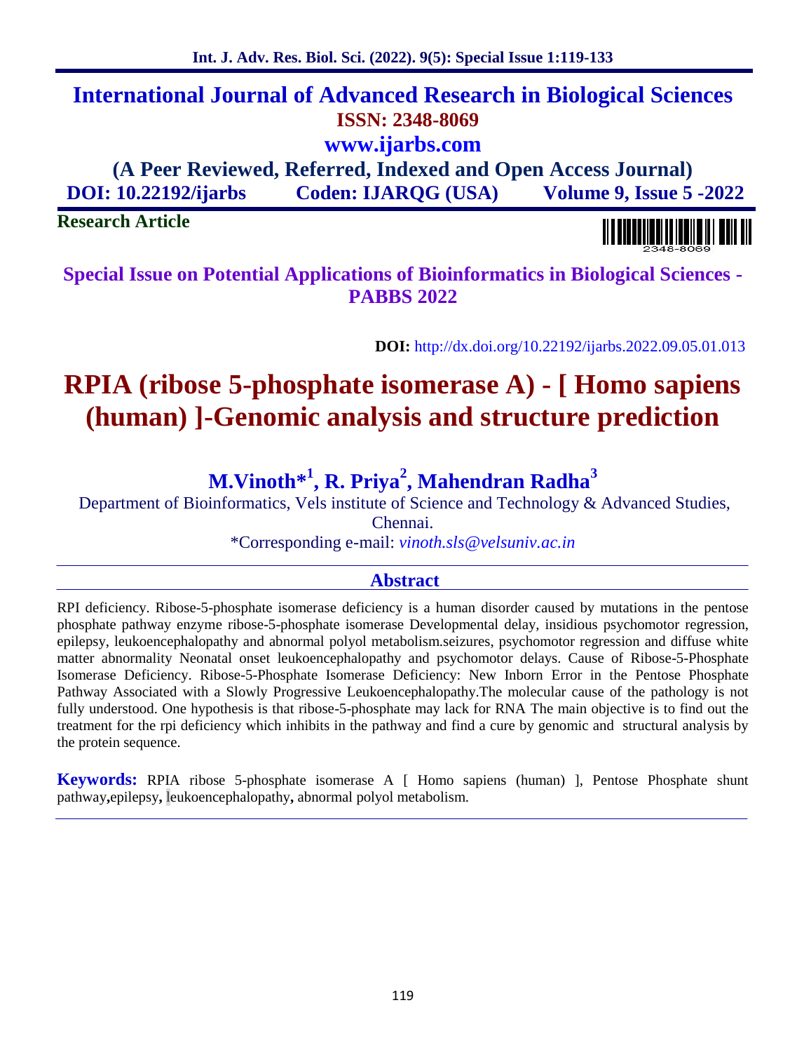# International Journal of Advanced Research in Biological Sciences

**ISSN: 2348-8069**

**www.ijarbs.com**

**(A Peer Reviewed, Referred, Indexed and Open Access Journal)**

**DOI: 10.22192/ijarbs Coden: IJARQG (USA) Volume 9, Issue 5 -2022**

**Research Article**

**Special Issue on Potential Applications of Bioinformatics in Biological Sciences - PABBS 2022**

**DOI:** http://dx.doi.org/10.22192/ijarbs.2022.09.05.01.013

# RPIA (ribose 5-phosphate isomerase A) - [ Homo sapiens (human) ]-Genomic analysis and structure prediction

**M.Vinoth*[1], R. Priya[2], Mahendran Radha[3]**

Department of Bioinformatics, Vels institute of Science and Technology & Advanced Studies, Chennai.

*Corresponding e-mail: *vinoth.sls@velsuniv.ac.in*

## Abstract

RPI deficiency. Ribose-5-phosphate isomerase deficiency is a human disorder caused by mutations in the pentose phosphate pathway enzyme ribose-5-phosphate isomerase Developmental delay, insidious psychomotor regression, epilepsy, leukoencephalopathy and abnormal polyol metabolism.seizures, psychomotor regression and diffuse white matter abnormality Neonatal onset leukoencephalopathy and psychomotor delays. Cause of Ribose-5-Phosphate Isomerase Deficiency. Ribose-5-Phosphate Isomerase Deficiency: New Inborn Error in the Pentose Phosphate Pathway Associated with a Slowly Progressive Leukoencephalopathy.The molecular cause of the pathology is not fully understood. One hypothesis is that ribose-5-phosphate may lack for RNA The main objective is to find out the treatment for the rpi deficiency which inhibits in the pathway and find a cure by genomic and structural analysis by the protein sequence.

**Keywords:** RPIA ribose 5-phosphate isomerase A [ Homo sapiens (human) ], Pentose Phosphate shunt pathway**,**epilepsy**,** leukoencephalopathy**,** abnormal polyol metabolism.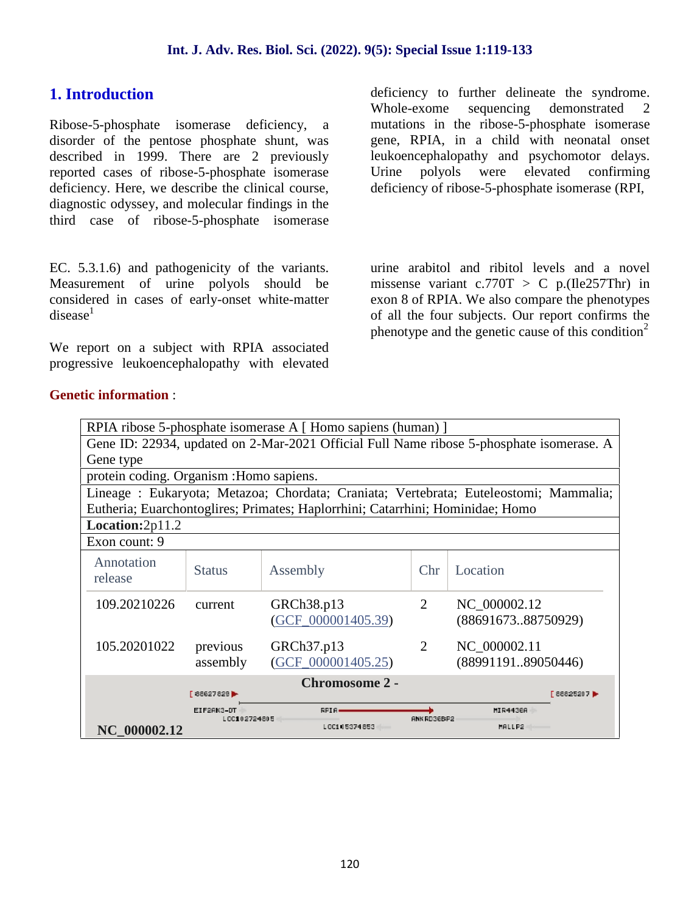## 1. Introduction

Ribose-5-phosphate isomerase deficiency, a disorder of the pentose phosphate shunt, was described in 1999. There are 2 previously reported cases of ribose-5-phosphate isomerase deficiency. Here, we describe the clinical course, diagnostic odyssey, and molecular findings in the third case of ribose-5-phosphate isomerase deficiency to further delineate the syndrome. Whole-exome sequencing demonstrated 2 mutations in the ribose-5-phosphate isomerase gene, RPIA, in a child with neonatal onset leukoencephalopathy and psychomotor delays. Urine polyols were elevated confirming deficiency of ribose-5-phosphate isomerase (RPI, EC. 5.3.1.6) and pathogenicity of the variants. Measurement of urine polyols should be considered in cases of early-onset white-matter disease[1]

We report on a subject with RPIA associated progressive leukoencephalopathy with elevated urine arabitol and ribitol levels and a novel missense variant c.770T > C p.(Ile257Thr) in exon 8 of RPIA. We also compare the phenotypes of all the four subjects. Our report confirms the phenotype and the genetic cause of this condition[2]

**Genetic information** :

| RPIA ribose 5-phosphate isomerase A [ Homo sapiens (human) ] | | | | |
|---|---|---|---|---|
| Gene ID: 22934, updated on 2-Mar-2021 Official Full Name ribose 5-phosphate isomerase. A Gene type | | | | |
| protein coding. Organism :Homo sapiens. | | | | |
| Lineage : Eukaryota; Metazoa; Chordata; Craniata; Vertebrata; Euteleostomi; Mammalia; Eutheria; Euarchontoglires; Primates; Haplorrhini; Catarrhini; Hominidae; Homo | | | | |
| **Location:**2p11.2 | | | | |
| Exon count: 9 | | | | |
| Annotation release | Status | Assembly | Chr | Location |
| 109.20210226 | current | GRCh38.p13 (GCF_000001405.39) | 2 | NC_000002.12 (88691673..88750929) |
| 105.20201022 | previous assembly | GRCh37.p13 (GCF_000001405.25) | 2 | NC_000002.11 (88991191..89050446) |

**Chromosome 2 -**

**NC_000002.12**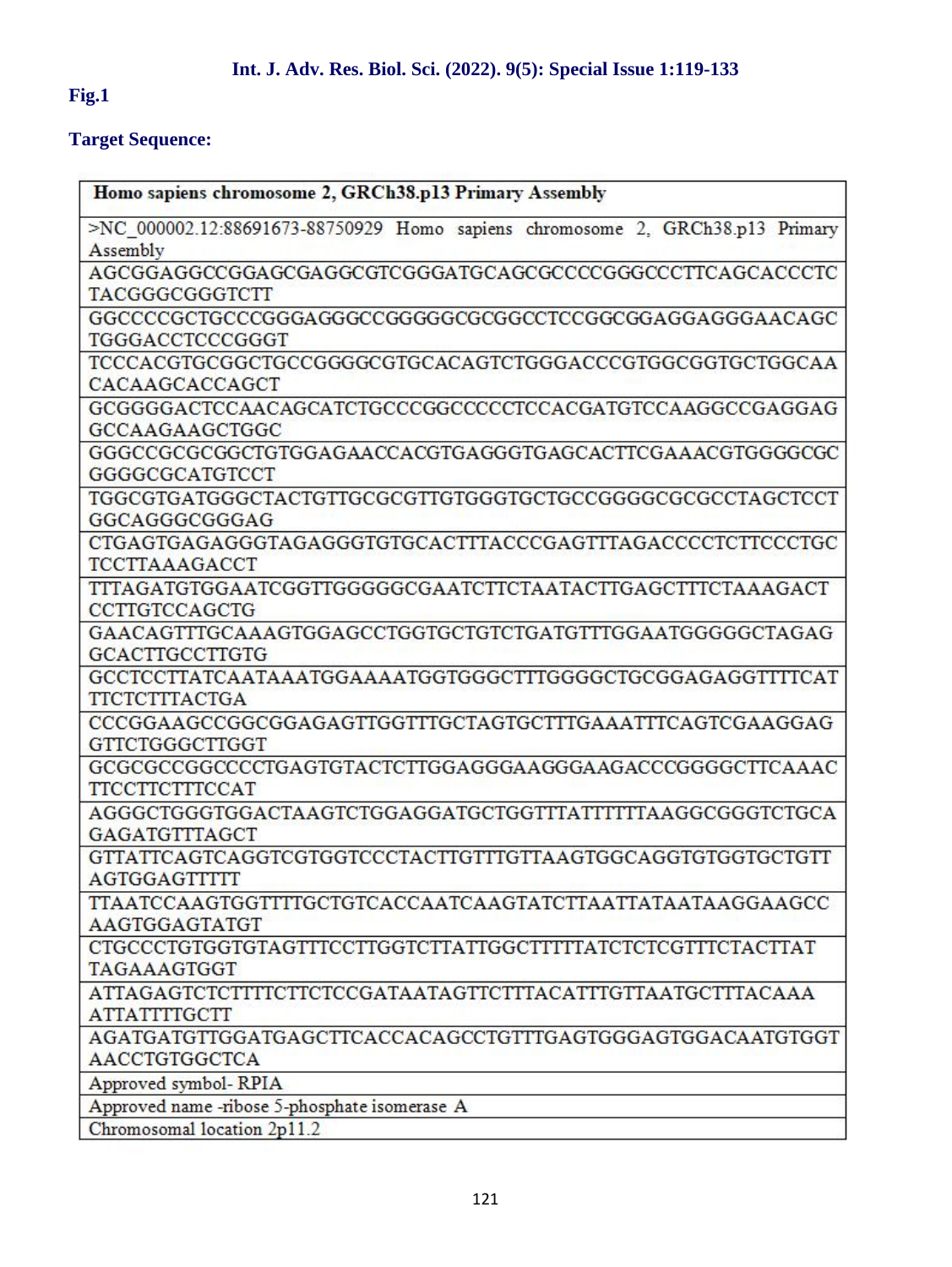**Fig.1**

**Target Sequence:**

| **Homo sapiens chromosome 2, GRCh38.p13 Primary Assembly** |
| --- |
| >NC_000002.12:88691673-88750929 Homo sapiens chromosome 2, GRCh38.p13 Primary Assembly |
| AGCGGAGGCCGGAGCGAGGCGTCGGGATGCAGCGCCCCGGGCCCTTCAGCACCCTC TACGGGCGGGTCTT |
| GGCCCCGCTGCCCGGGAGGGCCGGGGGCGCGGCCTCCGGCGGAGGAGGGAACAGC TGGGACCTCCCGGGT |
| TCCCACGTGCGGCTGCCGGGGCGTGCACAGTCTGGGACCCGTGGCGGTGCTGGCAA CACAAGCACCAGCT |
| GCGGGGACTCCAACAGCATCTGCCCGGCCCCCTCCACGATGTCCAAGGCCGAGGAG GCCAAGAAGCTGGC |
| GGGCCGCGCGGCTGTGGAGAACCACGTGAGGGTGAGCACTTCGAAACGTGGGGCGC GGGGCGCATGTCCT |
| TGGCGTGATGGGCTACTGTTGCGCGTTGTGGGTGCTGCCGGGGCGCGCCTAGCTCCT GGCAGGGCGGGAG |
| CTGAGTGAGAGGGTAGAGGGTGTGCACTTTACCCGAGTTTAGACCCCTCTTCCCTGC TCCTTAAAGACCT |
| TTTAGATGTGGAATCGGTTGGGGGCGAATCTTCTAATACTTGAGCTTTCTAAAGACT CCTTGTCCAGCTG |
| GAACAGTTTGCAAAGTGGAGCCTGGTGCTGTCTGATGTTTGGAATGGGGGCTAGAG GCACTTGCCTTGTG |
| GCCTCCTTATCAATAAATGGAAAATGGTGGGCTTTGGGGCTGCGGAGAGGTTTTCAT TTCTCTTTACTGA |
| CCCGGAAGCCGGCGGAGAGTTGGTTTGCTAGTGCTTTGAAATTTCAGTCGAAGGAG GTTCTGGGCTTGGT |
| GCGCGCCGGCCCCTGAGTGTACTCTTGGAGGGAAGGGAAGACCCGGGGCTTCAAAC TTCCTTCTTTCCAT |
| AGGGCTGGGTGGACTAAGTCTGGAGGATGCTGGTTTATTTTTTAAGGCGGGTCTGCA GAGATGTTTAGCT |
| GTTATTCAGTCAGGTCGTGGTCCCTACTTGTTTGTTAAGTGGCAGGTGTGGTGCTGTT AGTGGAGTTTTT |
| TTAATCCAAGTGGTTTTGCTGTCACCAATCAAGTATCTTAATTATAATAAGGAAGCC AAGTGGAGTATGT |
| CTGCCCTGTGGTGTAGTTTCCTTGGTCTTATTGGCTTTTTATCTCTCGTTTCTACTTAT TAGAAAGTGGT |
| ATTAGAGTCTCTTTTCTTCTCCGATAATAGTTCTTTACATTTGTTAATGCTTTACAAA ATTATTTTGCTT |
| AGATGATGTTGGATGAGCTTCACCACAGCCTGTTTGAGTGGGAGTGGACAATGTGGT AACCTGTGGCTCA |
| Approved symbol- RPIA |
| Approved name -ribose 5-phosphate isomerase A |
| Chromosomal location 2p11.2 |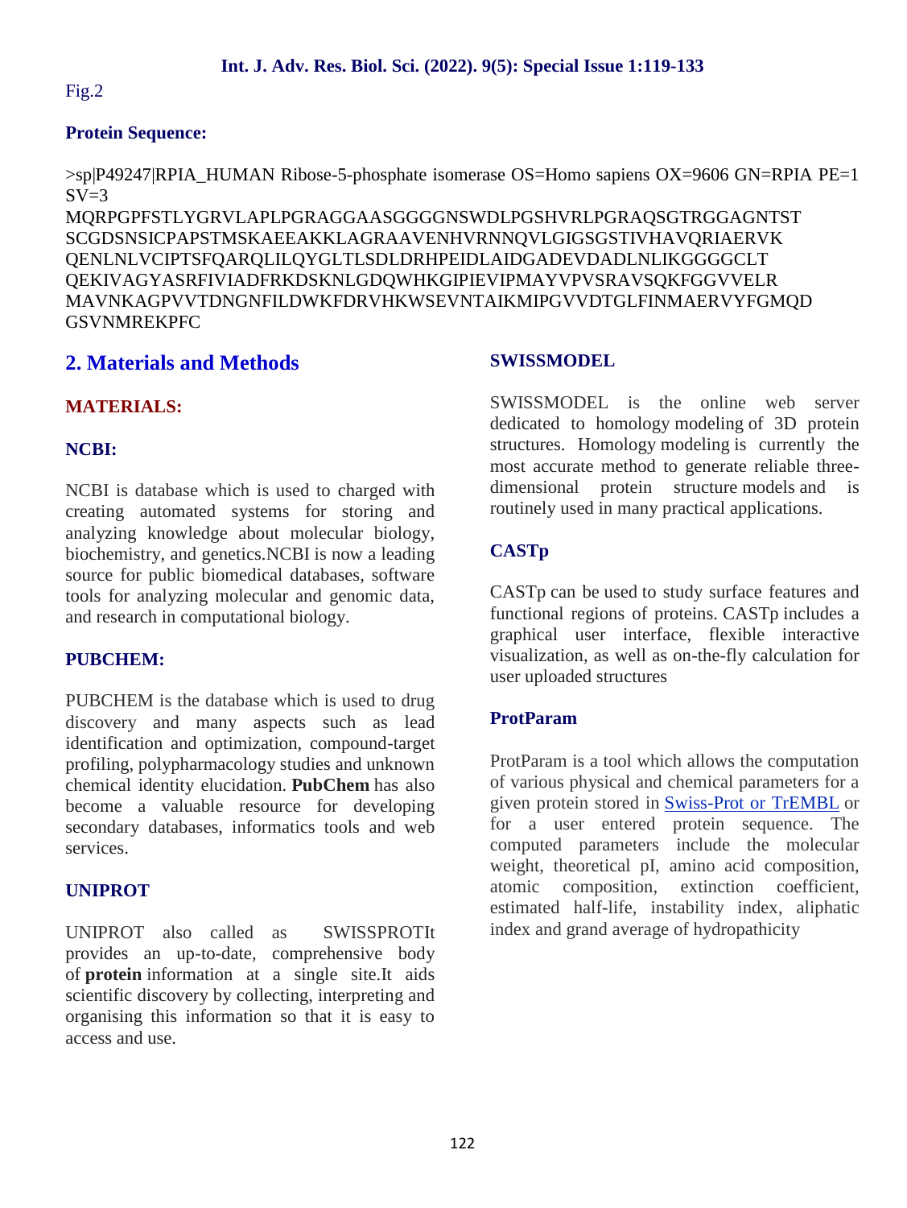Fig.2

**Protein Sequence:**

>sp|P49247|RPIA_HUMAN Ribose-5-phosphate isomerase OS=Homo sapiens OX=9606 GN=RPIA PE=1 SV=3
MQRPGPFSTLYGRVLAPLPGRAGGAASGGGGNSWDLPGSHVRLPGRAQSGTRGGAGNTST
SCGDSNSICPAPSTMSKAEEAKKLAGRAAVENHVRNNQVLGIGSGSTIVHAVQRIAERVK
QENLNLVCIPTSFQARQLILQYGLTLSDLDRHPEIDLAIDGADEVDADLNLIKGGGGCLT
QEKIVAGYASRFIVIADFRKDSKNLGDQWHKGIPIEVIPMAYVPVSRAVSQKFGGVVELR
MAVNKAGPVVTDNGNFILDWKFDRVHKWSEVNTAIKMIPGVVDTGLFINMAERVYFGMQD
GSVNMREKPFC

## 2. Materials and Methods

### MATERIALS:

### NCBI:

NCBI is database which is used to charged with creating automated systems for storing and analyzing knowledge about molecular biology, biochemistry, and genetics.NCBI is now a leading source for public biomedical databases, software tools for analyzing molecular and genomic data, and research in computational biology.

### PUBCHEM:

PUBCHEM is the database which is used to drug discovery and many aspects such as lead identification and optimization, compound-target profiling, polypharmacology studies and unknown chemical identity elucidation. **PubChem** has also become a valuable resource for developing secondary databases, informatics tools and web services.

### UNIPROT

UNIPROT also called as SWISSPROTIt provides an up-to-date, comprehensive body of **protein** information at a single site.It aids scientific discovery by collecting, interpreting and organising this information so that it is easy to access and use.

### SWISSMODEL

SWISSMODEL is the online web server dedicated to homology modeling of 3D protein structures. Homology modeling is currently the most accurate method to generate reliable three-dimensional protein structure models and is routinely used in many practical applications.

### CASTp

CASTp can be used to study surface features and functional regions of proteins. CASTp includes a graphical user interface, flexible interactive visualization, as well as on-the-fly calculation for user uploaded structures

### ProtParam

ProtParam is a tool which allows the computation of various physical and chemical parameters for a given protein stored in Swiss-Prot or TrEMBL or for a user entered protein sequence. The computed parameters include the molecular weight, theoretical pI, amino acid composition, atomic composition, extinction coefficient, estimated half-life, instability index, aliphatic index and grand average of hydropathicity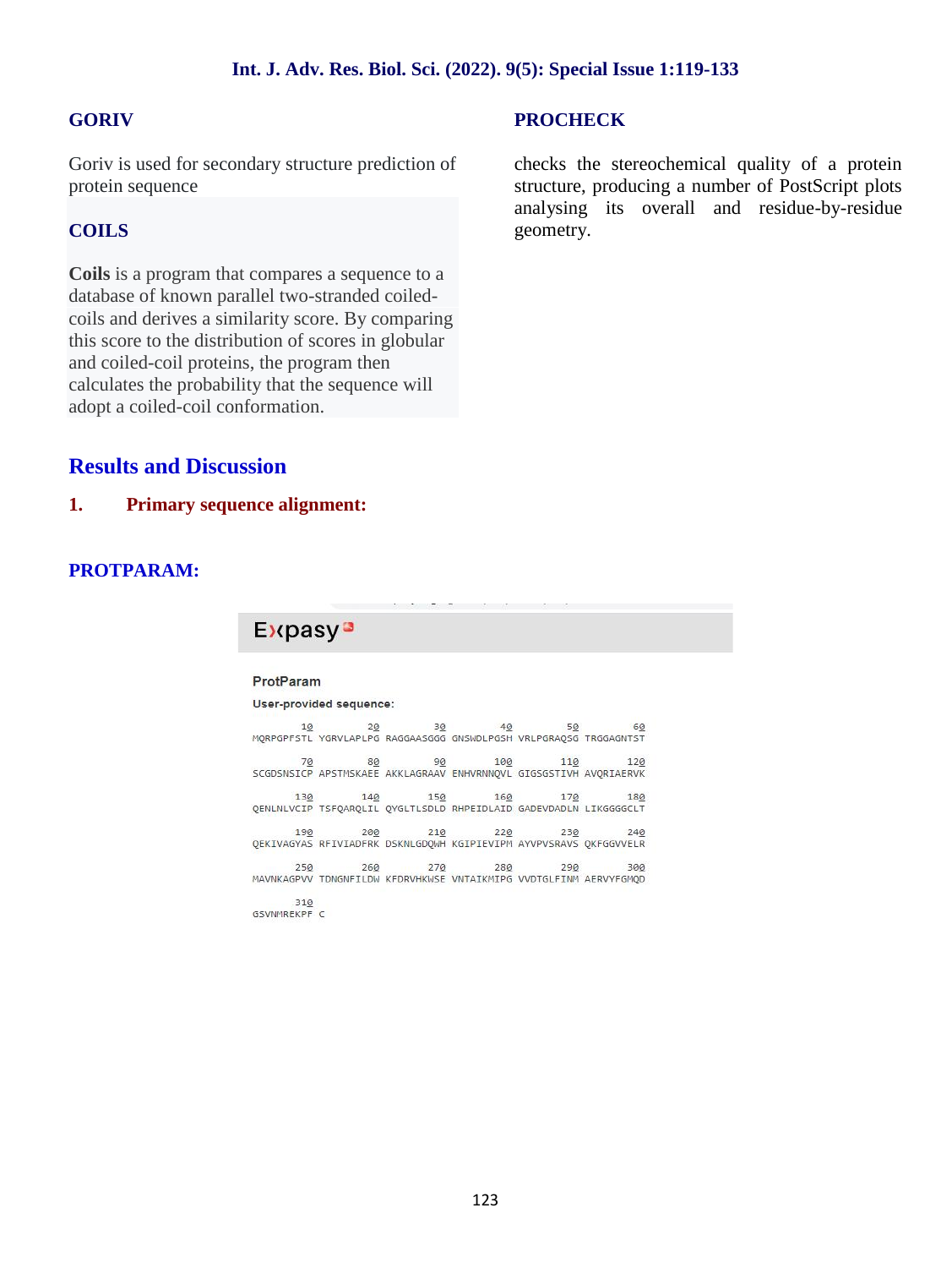### GORIV

Goriv is used for secondary structure prediction of protein sequence

### COILS

**Coils** is a program that compares a sequence to a database of known parallel two-stranded coiled-coils and derives a similarity score. By comparing this score to the distribution of scores in globular and coiled-coil proteins, the program then calculates the probability that the sequence will adopt a coiled-coil conformation.

### PROCHECK

checks the stereochemical quality of a protein structure, producing a number of PostScript plots analysing its overall and residue-by-residue geometry.

## Results and Discussion

### 1. Primary sequence alignment:

### PROTPARAM:

Expasy

ProtParam

User-provided sequence:

```
        10         20         30         40         50         60
MQRPGPFSTL YGRVLAPLPG RAGGAASGGG GNSWDLPGSH VRLPGRAQSG TRGGAGNTST

        70         80         90        100        110        120
SCGDSNSICP APSTMSKAEE AKKLAGRAAV ENHVRNNQVL GIGSGSTIVH AVQRIAERVK

       130        140        150        160        170        180
QENLNLVCIP TSFQARQLIL QYGLTLSDLD RHPEIDLAID GADEVDADLN LIKGGGGCLT

       190        200        210        220        230        240
QEKIVAGYAS RFIVIADFRK DSKNLGDQWH KGIPIEVIPM AYVPVSRAVS QKFGGVVELR

       250        260        270        280        290        300
MAVNKAGPVV TDNGNFILDW KFDRVHKWSE VNTAIKMIPG VVDTGLFINM AERVYFGMQD

       310
GSVNMREKPF C
```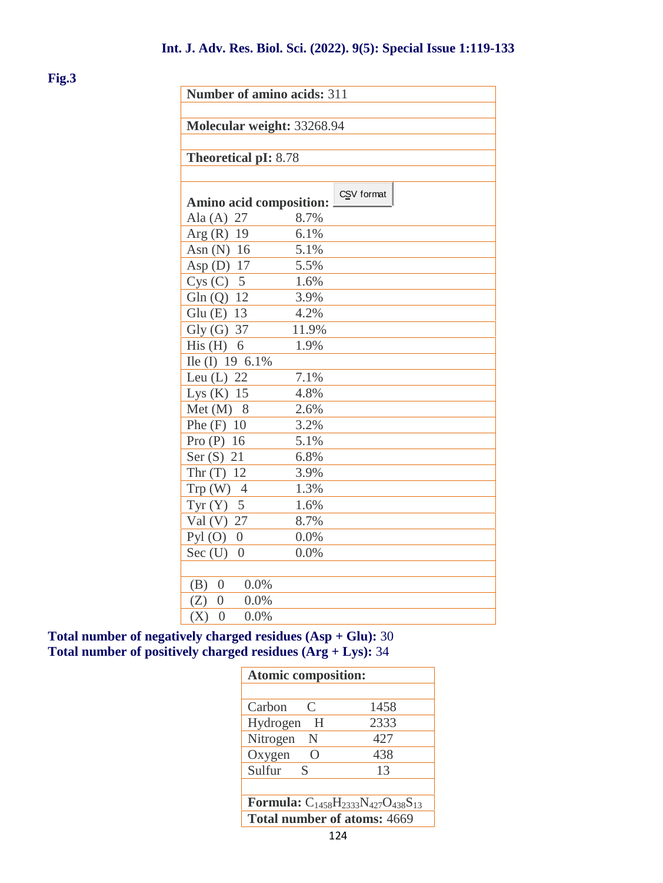**Fig.3**

| **Number of amino acids:** 311 | | |
|---|---|---|
| **Molecular weight:** 33268.94 | | |
| **Theoretical pI:** 8.78 | | |
| **Amino acid composition:** CSV format | | |
| Ala (A) | 27 | 8.7% |
| Arg (R) | 19 | 6.1% |
| Asn (N) | 16 | 5.1% |
| Asp (D) | 17 | 5.5% |
| Cys (C) | 5 | 1.6% |
| Gln (Q) | 12 | 3.9% |
| Glu (E) | 13 | 4.2% |
| Gly (G) | 37 | 11.9% |
| His (H) | 6 | 1.9% |
| Ile (I) | 19 | 6.1% |
| Leu (L) | 22 | 7.1% |
| Lys (K) | 15 | 4.8% |
| Met (M) | 8 | 2.6% |
| Phe (F) | 10 | 3.2% |
| Pro (P) | 16 | 5.1% |
| Ser (S) | 21 | 6.8% |
| Thr (T) | 12 | 3.9% |
| Trp (W) | 4 | 1.3% |
| Tyr (Y) | 5 | 1.6% |
| Val (V) | 27 | 8.7% |
| Pyl (O) | 0 | 0.0% |
| Sec (U) | 0 | 0.0% |
| (B) | 0 | 0.0% |
| (Z) | 0 | 0.0% |
| (X) | 0 | 0.0% |

**Total number of negatively charged residues (Asp + Glu):** 30
**Total number of positively charged residues (Arg + Lys):** 34

| **Atomic composition:** | | |
|---|---|---|
| Carbon | C | 1458 |
| Hydrogen | H | 2333 |
| Nitrogen | N | 427 |
| Oxygen | O | 438 |
| Sulfur | S | 13 |
| **Formula:** $C_{1458}H_{2333}N_{427}O_{438}S_{13}$ | | |
| **Total number of atoms:** 4669 | | |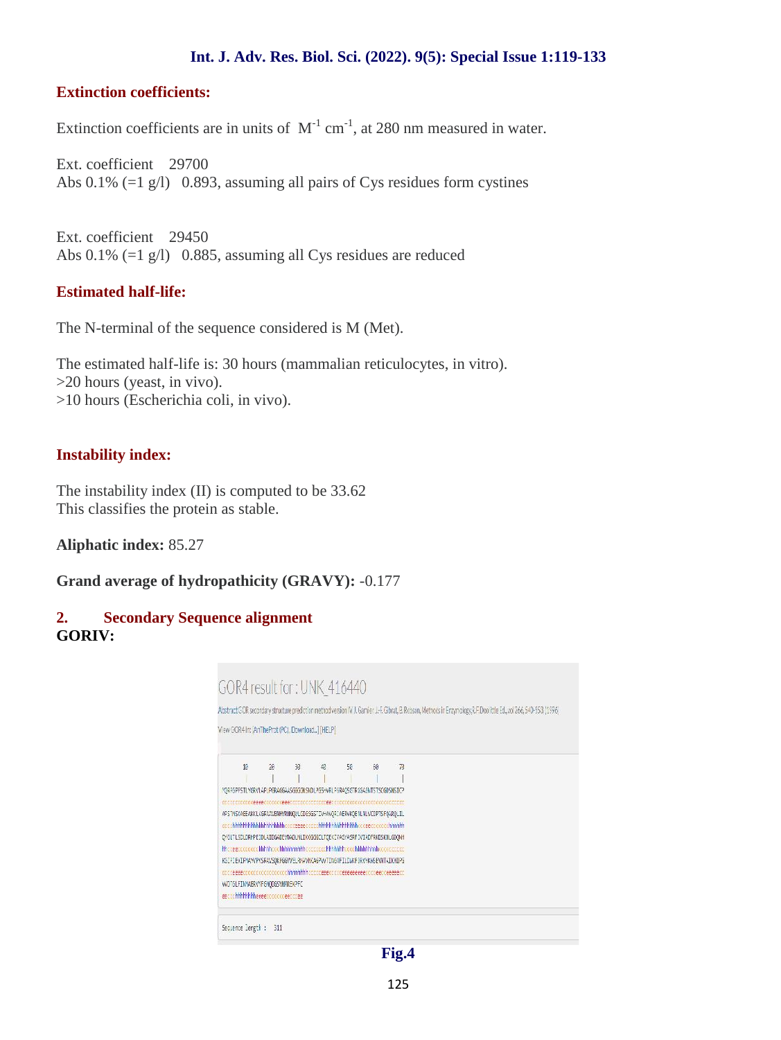## Extinction coefficients:

Extinction coefficients are in units of $M^{-1}$ $cm^{-1}$, at 280 nm measured in water.

Ext. coefficient 29700
Abs 0.1% (=1 g/l) 0.893, assuming all pairs of Cys residues form cystines

Ext. coefficient 29450
Abs 0.1% (=1 g/l) 0.885, assuming all Cys residues are reduced

## Estimated half-life:

The N-terminal of the sequence considered is M (Met).

The estimated half-life is: 30 hours (mammalian reticulocytes, in vitro).
>20 hours (yeast, in vivo).
>10 hours (Escherichia coli, in vivo).

## Instability index:

The instability index (II) is computed to be 33.62
This classifies the protein as stable.

**Aliphatic index:** 85.27

**Grand average of hydropathicity (GRAVY):** -0.177

## 2. Secondary Sequence alignment

**GORIV:**

Fig.4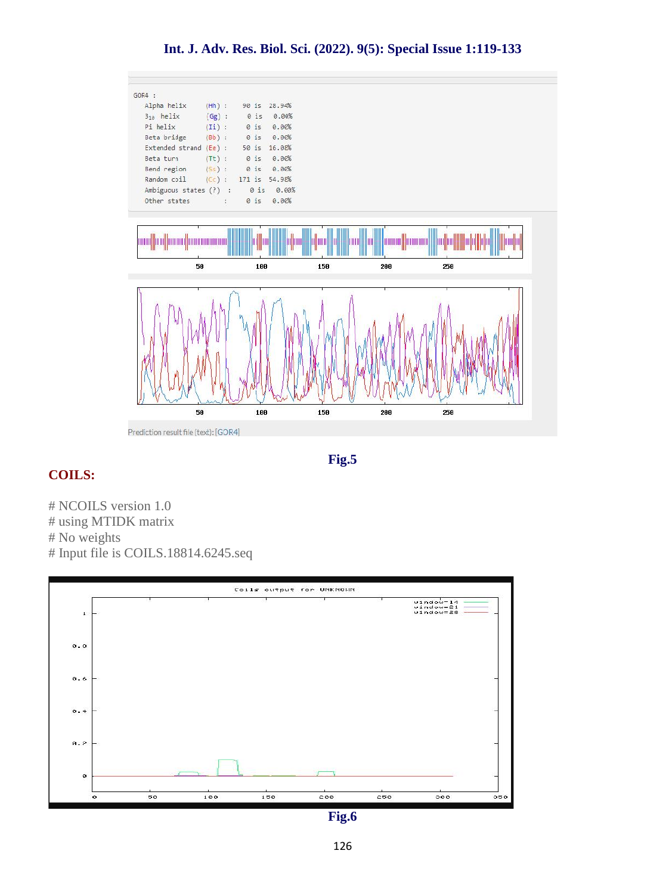```
GOR4 :
   Alpha helix      (Hh) :    90 is  28.94%
   3₁₀ helix        (Gg) :     0 is   0.00%
   Pi helix         (Ii) :     0 is   0.00%
   Beta bridge      (Bb) :     0 is   0.00%
   Extended strand  (Ee) :    50 is  16.08%
   Beta turn        (Tt) :     0 is   0.00%
   Bend region      (Ss) :     0 is   0.00%
   Random coil      (Cc) :   171 is  54.98%
   Ambiguous states (?)  :     0 is   0.00%
   Other states          :     0 is   0.00%
```

Prediction result file (text): [GOR4]

**Fig.5**

## COILS:

# NCOILS version 1.0
# using MTIDK matrix
# No weights
# Input file is COILS.18814.6245.seq

**Fig.6**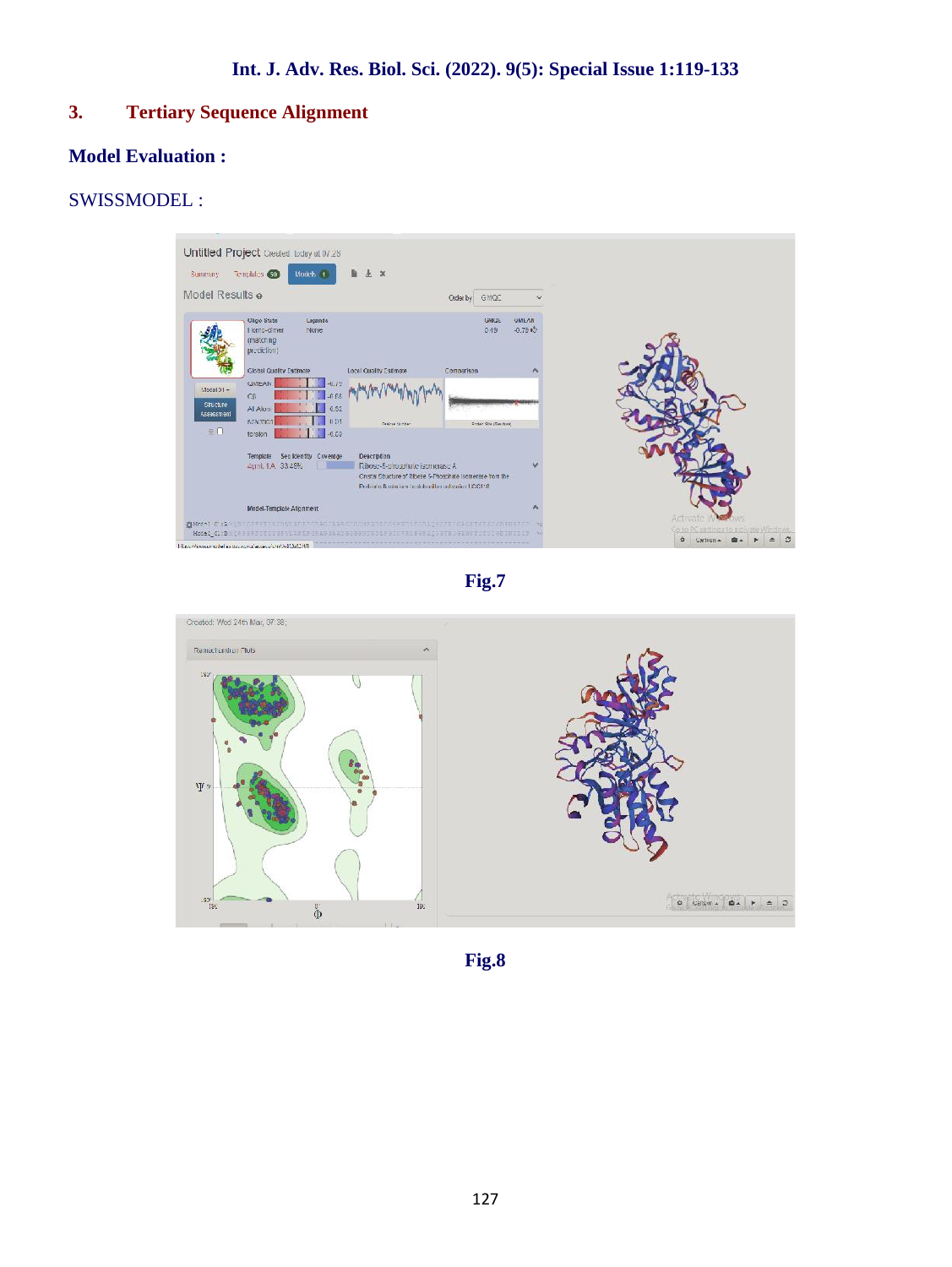## 3. Tertiary Sequence Alignment

### Model Evaluation :

SWISSMODEL :

Fig.7

Fig.8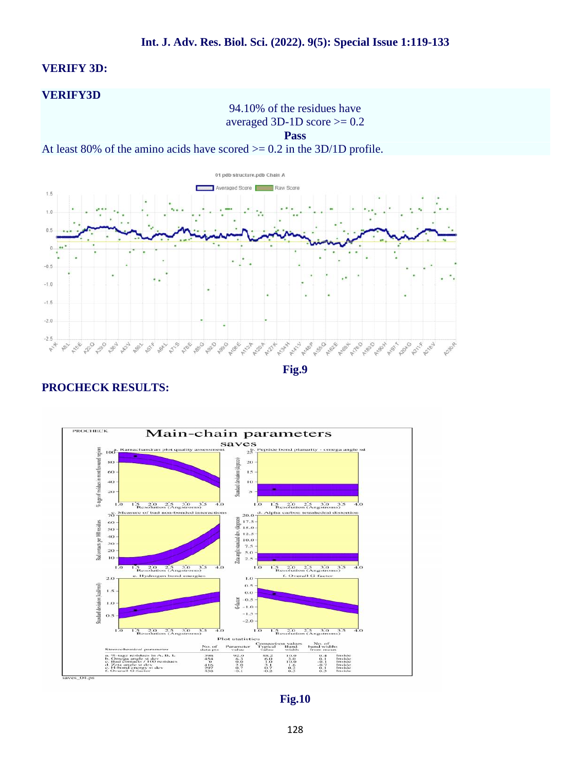## VERIFY 3D:

**VERIFY3D**

94.10% of the residues have averaged 3D-1D score >= 0.2

**Pass**

At least 80% of the amino acids have scored >= 0.2 in the 3D/1D profile.

**Fig.9**

## PROCHECK RESULTS:

**Fig.10**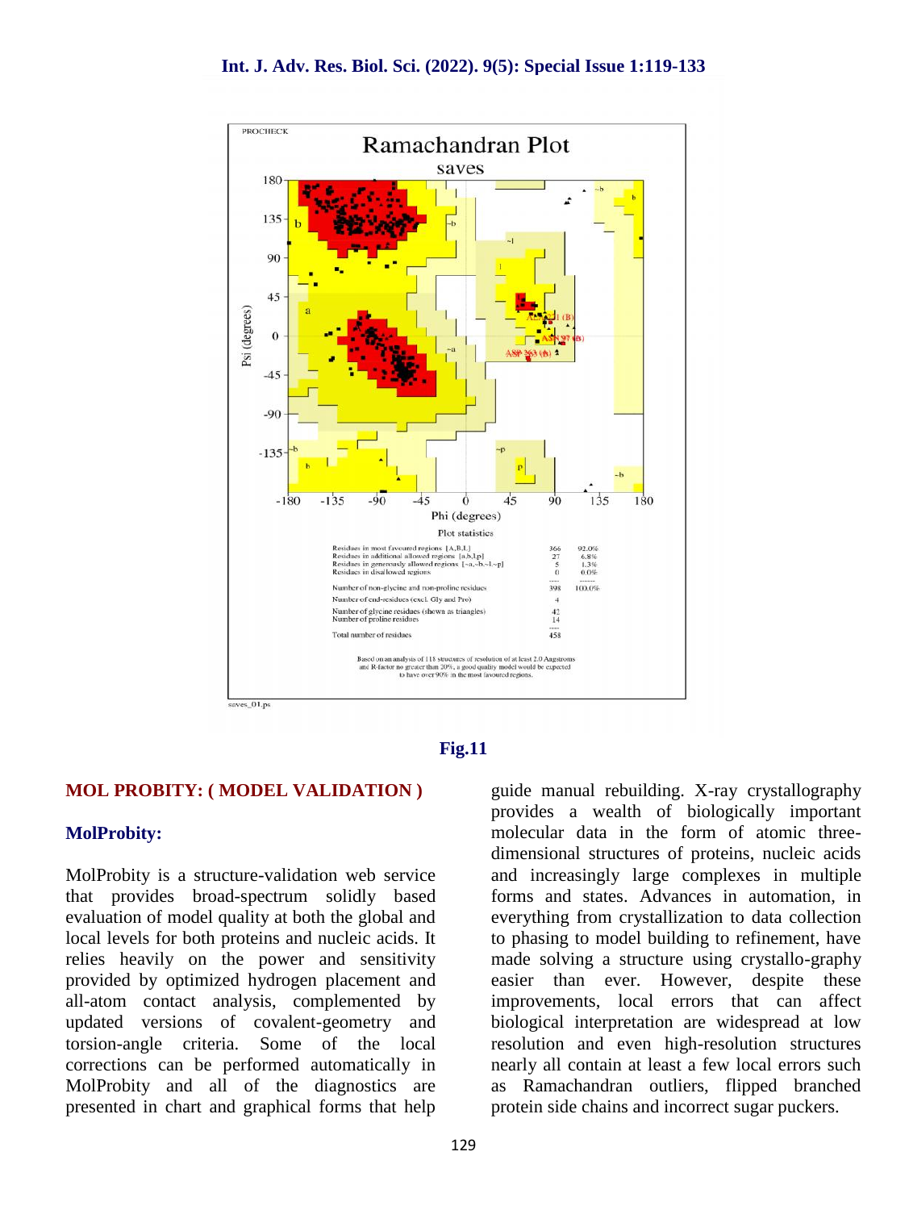PROCHECK

Ramachandran Plot

saves

| Plot statistics | | |
|---|---|---|
| Residues in most favoured regions [A,B,L] | 366 | 92.0% |
| Residues in additional allowed regions [a,b,l,p] | 27 | 6.8% |
| Residues in generously allowed regions [~a,~b,~l,~p] | 5 | 1.3% |
| Residues in disallowed regions | 0 | 0.0% |
| Number of non-glycine and non-proline residues | 398 | 100.0% |
| Number of end-residues (excl. Gly and Pro) | 4 | |
| Number of glycine residues (shown as triangles) | 42 | |
| Number of proline residues | 14 | |
| Total number of residues | 458 | |

Based on an analysis of 118 structures of resolution of at least 2.0 Angstroms and R-factor no greater than 20%, a good quality model would be expected to have over 90% in the most favoured regions.

saves_01.ps

**Fig.11**

## MOL PROBITY: ( MODEL VALIDATION )

### MolProbity:

MolProbity is a structure-validation web service that provides broad-spectrum solidly based evaluation of model quality at both the global and local levels for both proteins and nucleic acids. It relies heavily on the power and sensitivity provided by optimized hydrogen placement and all-atom contact analysis, complemented by updated versions of covalent-geometry and torsion-angle criteria. Some of the local corrections can be performed automatically in MolProbity and all of the diagnostics are presented in chart and graphical forms that help guide manual rebuilding. X-ray crystallography provides a wealth of biologically important molecular data in the form of atomic three-dimensional structures of proteins, nucleic acids and increasingly large complexes in multiple forms and states. Advances in automation, in everything from crystallization to data collection to phasing to model building to refinement, have made solving a structure using crystallo-graphy easier than ever. However, despite these improvements, local errors that can affect biological interpretation are widespread at low resolution and even high-resolution structures nearly all contain at least a few local errors such as Ramachandran outliers, flipped branched protein side chains and incorrect sugar puckers.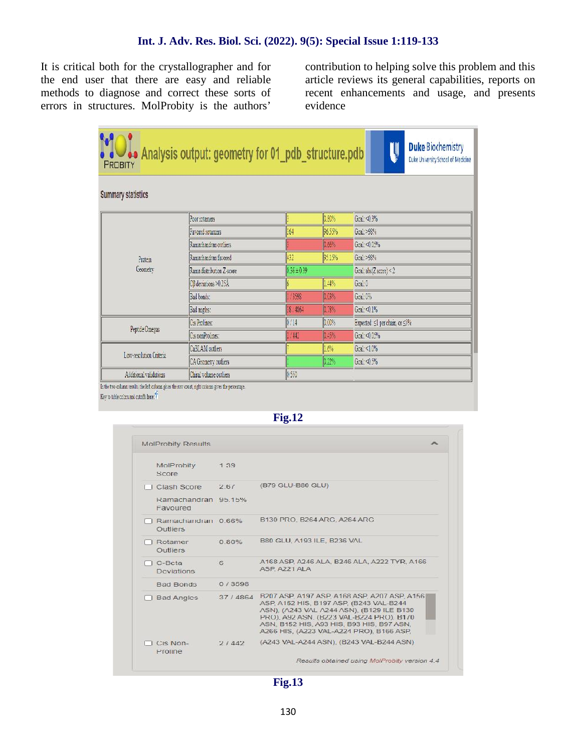It is critical both for the crystallographer and for the end user that there are easy and reliable methods to diagnose and correct these sorts of errors in structures. MolProbity is the authors' contribution to helping solve this problem and this article reviews its general capabilities, reports on recent enhancements and usage, and presents evidence

MolProbity Analysis output: geometry for 01_pdb_structure.pdb — Duke Biochemistry, Duke University School of Medicine

Summary statistics

| | | | | |
|---|---|---|---|---|
| Protein Geometry | Poor rotamers | 3 | 0.80% | Goal: <0.3% |
| | Favored rotamers | 364 | 96.55% | Goal: >98% |
| | Ramachandran outliers | 3 | 0.66% | Goal: <0.05% |
| | Ramachandran favored | 432 | 95.15% | Goal: >98% |
| | Rama distribution Z-score | 0.36 ± 0.39 | | Goal: abs(Z score) < 2 |
| | Cβ deviations >0.25Å | 6 | 1.44% | Goal: 0 |
| | Bad bonds: | 1 / 3598 | 0.03% | Goal: 0% |
| | Bad angles: | 38 / 4864 | 0.78% | Goal: <0.1% |
| Peptide Omegas | Cis Prolines: | 0 / 14 | 0.00% | Expected: ≤1 per chain, or ≤5% |
| | Cis nonProlines: | 2 / 441 | 0.45% | Goal: <0.05% |
| Low-resolution Criteria | CaBLAM outliers | 7 | 1.6% | Goal: <1.0% |
| | CA Geometry outliers | 1 | 0.22% | Goal: <0.5% |
| Additional validations | Chiral volume outliers | 0/550 | | |

In the two column results, the left column gives the raw count, right column gives the percentage.

Key to table colors and cutoffs here

**Fig.12**

MolProbity Results

| | | |
|---|---|---|
| MolProbity Score | 1.39 | |
| Clash Score | 2.67 | (B79 GLU-B80 GLU) |
| Ramachandran Favoured | 95.15% | |
| Ramachandran Outliers | 0.66% | B130 PRO, B264 ARG, A264 ARG |
| Rotamer Outliers | 0.80% | B80 GLU, A193 ILE, B236 VAL |
| C-Beta Deviations | 6 | A168 ASP, A246 ALA, B246 ALA, A222 TYR, A166 ASP, A221 ALA |
| Bad Bonds | 0 / 3598 | |
| Bad Angles | 37 / 4864 | B207 ASP, A197 ASP, A168 ASP, A207 ASP, A156 ASP, A152 HIS, B197 ASP, (B243 VAL-B244 ASN), (A243 VAL-A244 ASN), (B129 ILE-B130 PRO), A92 ASN, (B223 VAL-B224 PRO), B170 ASN, B152 HIS, A93 HIS, B93 HIS, B97 ASN, A266 HIS, (A223 VAL-A224 PRO), B166 ASP, |
| Cis Non-Proline | 2 / 442 | (A243 VAL-A244 ASN), (B243 VAL-B244 ASN) |

Results obtained using MolProbity version 4.4

**Fig.13**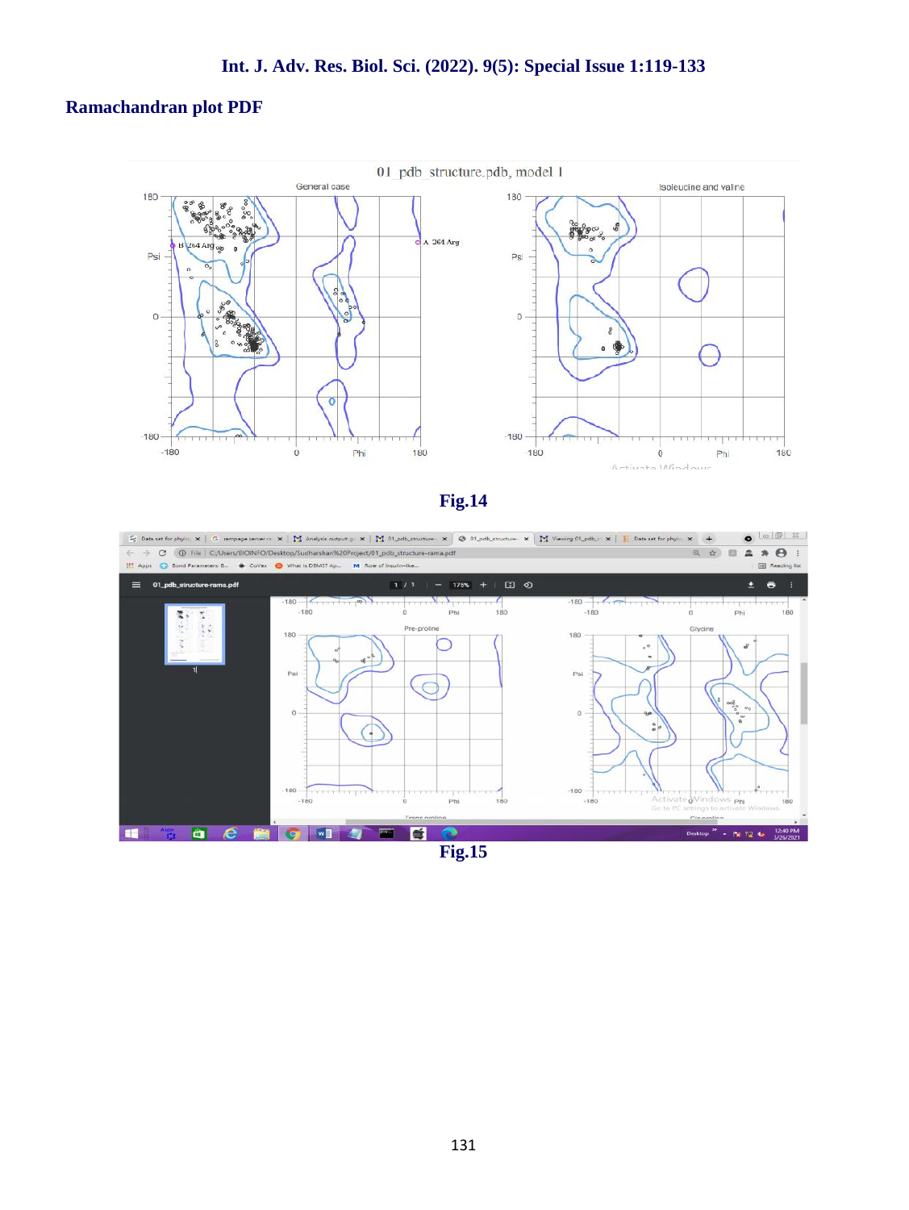## Ramachandran plot PDF

Fig.14

Fig.15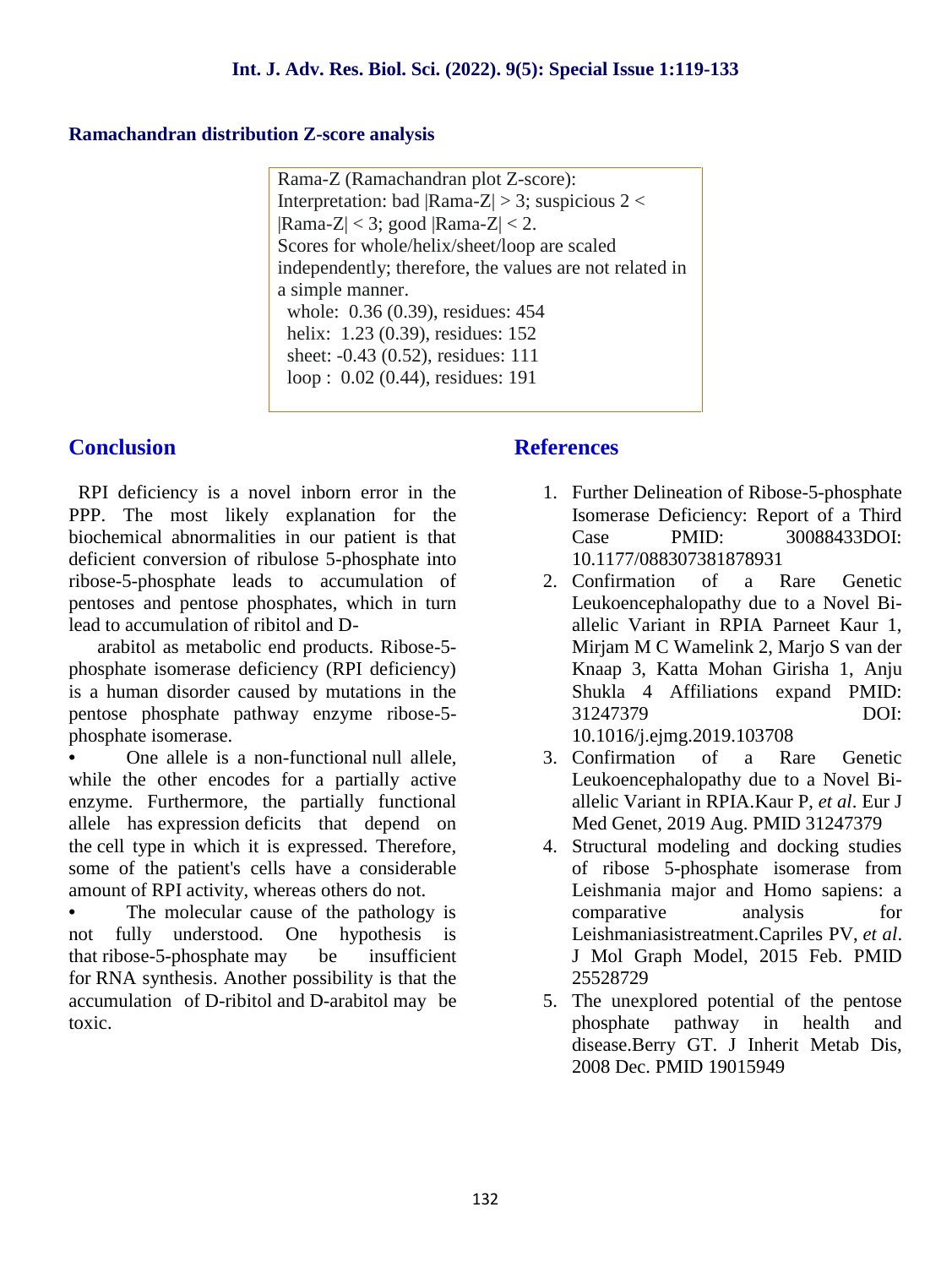### Ramachandran distribution Z-score analysis

```
Rama-Z (Ramachandran plot Z-score):
Interpretation: bad |Rama-Z| > 3; suspicious 2 <
|Rama-Z| < 3; good |Rama-Z| < 2.
Scores for whole/helix/sheet/loop are scaled
independently; therefore, the values are not related in
a simple manner.
  whole:  0.36 (0.39), residues: 454
  helix:  1.23 (0.39), residues: 152
  sheet: -0.43 (0.52), residues: 111
  loop :  0.02 (0.44), residues: 191
```

## Conclusion

RPI deficiency is a novel inborn error in the PPP. The most likely explanation for the biochemical abnormalities in our patient is that deficient conversion of ribulose 5-phosphate into ribose-5-phosphate leads to accumulation of pentoses and pentose phosphates, which in turn lead to accumulation of ribitol and D-arabitol as metabolic end products. Ribose-5-phosphate isomerase deficiency (RPI deficiency) is a human disorder caused by mutations in the pentose phosphate pathway enzyme ribose-5-phosphate isomerase.

- One allele is a non-functional null allele, while the other encodes for a partially active enzyme. Furthermore, the partially functional allele has expression deficits that depend on the cell type in which it is expressed. Therefore, some of the patient's cells have a considerable amount of RPI activity, whereas others do not.
- The molecular cause of the pathology is not fully understood. One hypothesis is that ribose-5-phosphate may be insufficient for RNA synthesis. Another possibility is that the accumulation of D-ribitol and D-arabitol may be toxic.

## References

1. Further Delineation of Ribose-5-phosphate Isomerase Deficiency: Report of a Third Case PMID: 30088433DOI: 10.1177/088307381878931
2. Confirmation of a Rare Genetic Leukoencephalopathy due to a Novel Bi-allelic Variant in RPIA Parneet Kaur 1, Mirjam M C Wamelink 2, Marjo S van der Knaap 3, Katta Mohan Girisha 1, Anju Shukla 4 Affiliations expand PMID: 31247379 DOI: 10.1016/j.ejmg.2019.103708
3. Confirmation of a Rare Genetic Leukoencephalopathy due to a Novel Bi-allelic Variant in RPIA.Kaur P, *et al*. Eur J Med Genet, 2019 Aug. PMID 31247379
4. Structural modeling and docking studies of ribose 5-phosphate isomerase from Leishmania major and Homo sapiens: a comparative analysis for Leishmaniasistreatment.Capriles PV, *et al*. J Mol Graph Model, 2015 Feb. PMID 25528729
5. The unexplored potential of the pentose phosphate pathway in health and disease.Berry GT. J Inherit Metab Dis, 2008 Dec. PMID 19015949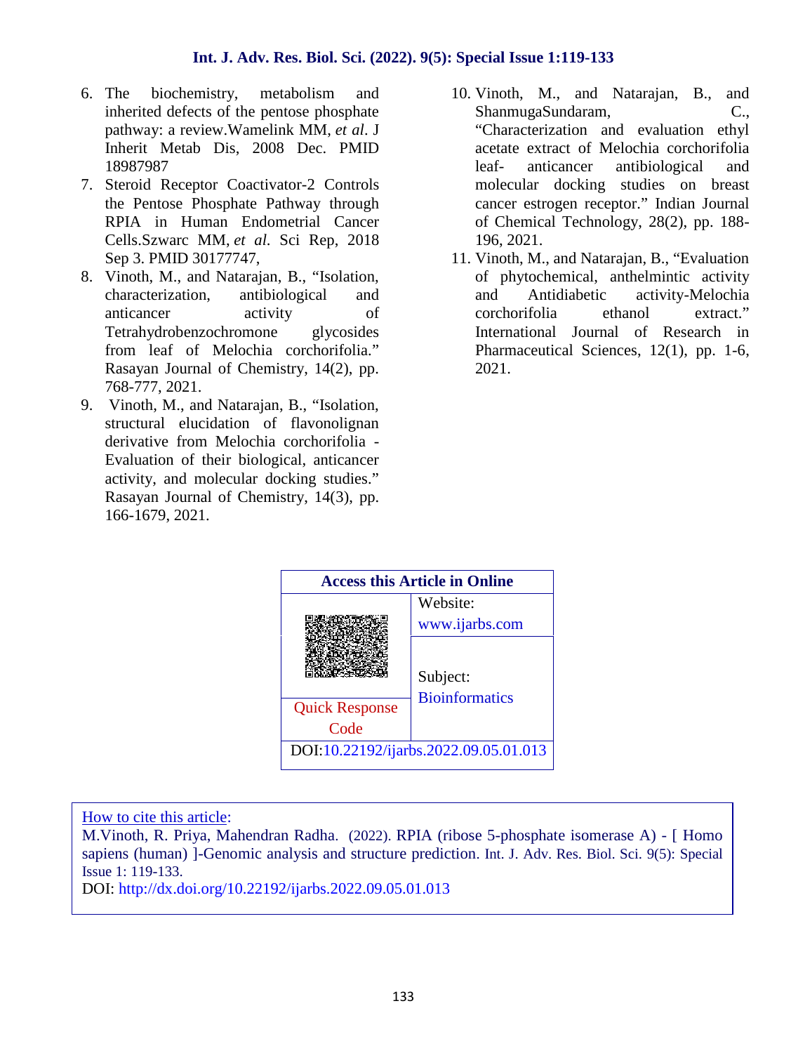6. The biochemistry, metabolism and inherited defects of the pentose phosphate pathway: a review.Wamelink MM, *et al*. J Inherit Metab Dis, 2008 Dec. PMID 18987987
7. Steroid Receptor Coactivator-2 Controls the Pentose Phosphate Pathway through RPIA in Human Endometrial Cancer Cells.Szwarc MM, *et al.* Sci Rep, 2018 Sep 3. PMID 30177747,
8. Vinoth, M., and Natarajan, B., "Isolation, characterization, antibiological and anticancer activity of Tetrahydrobenzochromone glycosides from leaf of Melochia corchorifolia." Rasayan Journal of Chemistry, 14(2), pp. 768-777, 2021.
9. Vinoth, M., and Natarajan, B., "Isolation, structural elucidation of flavonolignan derivative from Melochia corchorifolia - Evaluation of their biological, anticancer activity, and molecular docking studies." Rasayan Journal of Chemistry, 14(3), pp. 166-1679, 2021.
10. Vinoth, M., and Natarajan, B., and ShanmugaSundaram, C., "Characterization and evaluation ethyl acetate extract of Melochia corchorifolia leaf- anticancer antibiological and molecular docking studies on breast cancer estrogen receptor." Indian Journal of Chemical Technology, 28(2), pp. 188-196, 2021.
11. Vinoth, M., and Natarajan, B., "Evaluation of phytochemical, anthelmintic activity and Antidiabetic activity-Melochia corchorifolia ethanol extract." International Journal of Research in Pharmaceutical Sciences, 12(1), pp. 1-6, 2021.

| Access this Article in Online | |
|---|---|
| Quick Response Code | Website: www.ijarbs.com |
| | Subject: Bioinformatics |
| DOI:10.22192/ijarbs.2022.09.05.01.013 | |

How to cite this article:
M.Vinoth, R. Priya, Mahendran Radha. (2022). RPIA (ribose 5-phosphate isomerase A) - [ Homo sapiens (human) ]-Genomic analysis and structure prediction. Int. J. Adv. Res. Biol. Sci. 9(5): Special Issue 1: 119-133.
DOI: http://dx.doi.org/10.22192/ijarbs.2022.09.05.01.013